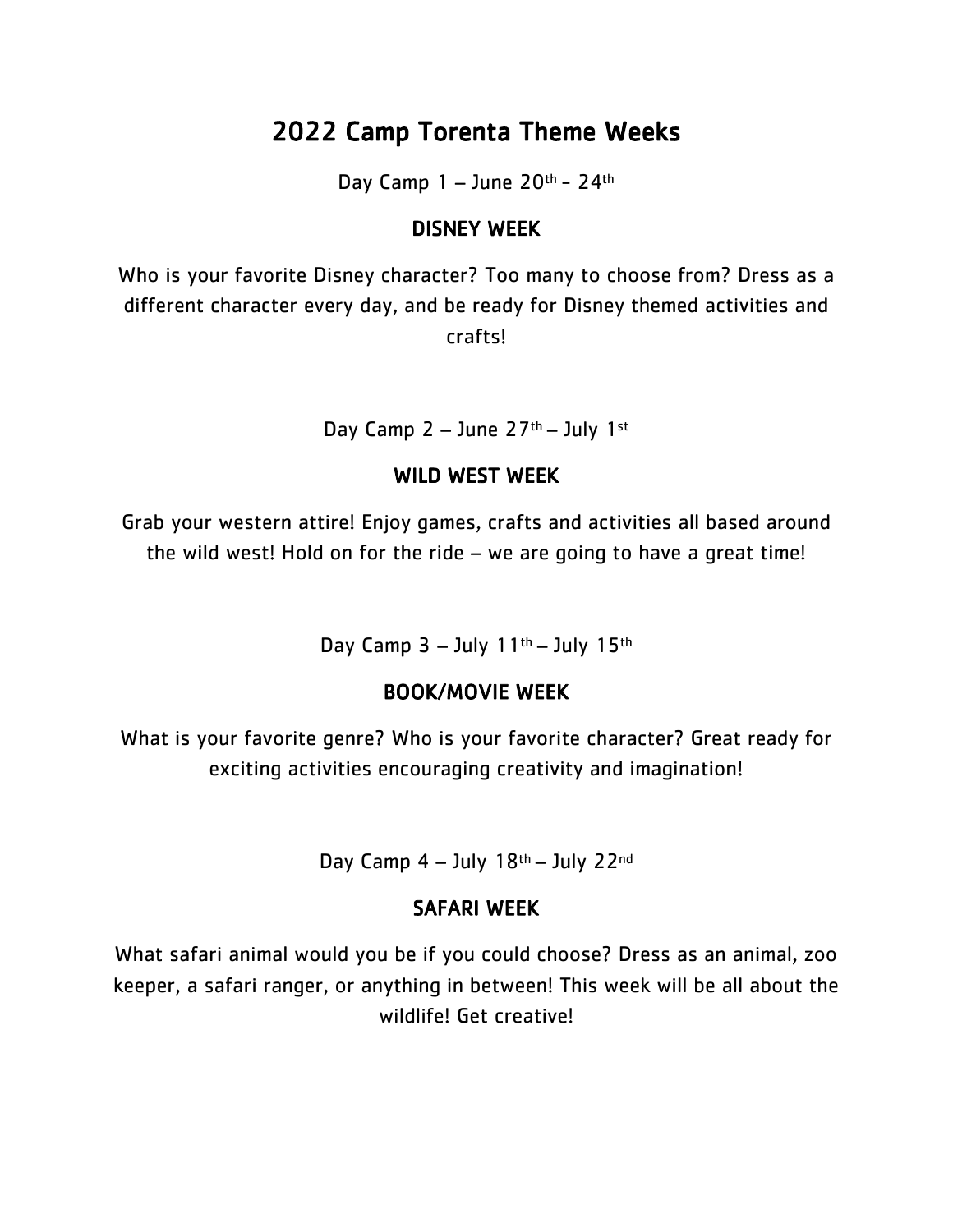# 2022 Camp Torenta Theme Weeks

Day Camp 1 – June 20th - 24th

## DISNEY WEEK

Who is your favorite Disney character? Too many to choose from? Dress as a different character every day, and be ready for Disney themed activities and crafts!

Day Camp 2 – June 27th – July 1st

## WILD WEST WEEK

Grab your western attire! Enjoy games, crafts and activities all based around the wild west! Hold on for the ride – we are going to have a great time!

Day Camp 3 – July 11th – July 15th

## BOOK/MOVIE WEEK

What is your favorite genre? Who is your favorite character? Great ready for exciting activities encouraging creativity and imagination!

Day Camp 4 – July 18th – July 22nd

## SAFARI WEEK

What safari animal would you be if you could choose? Dress as an animal, zoo keeper, a safari ranger, or anything in between! This week will be all about the wildlife! Get creative!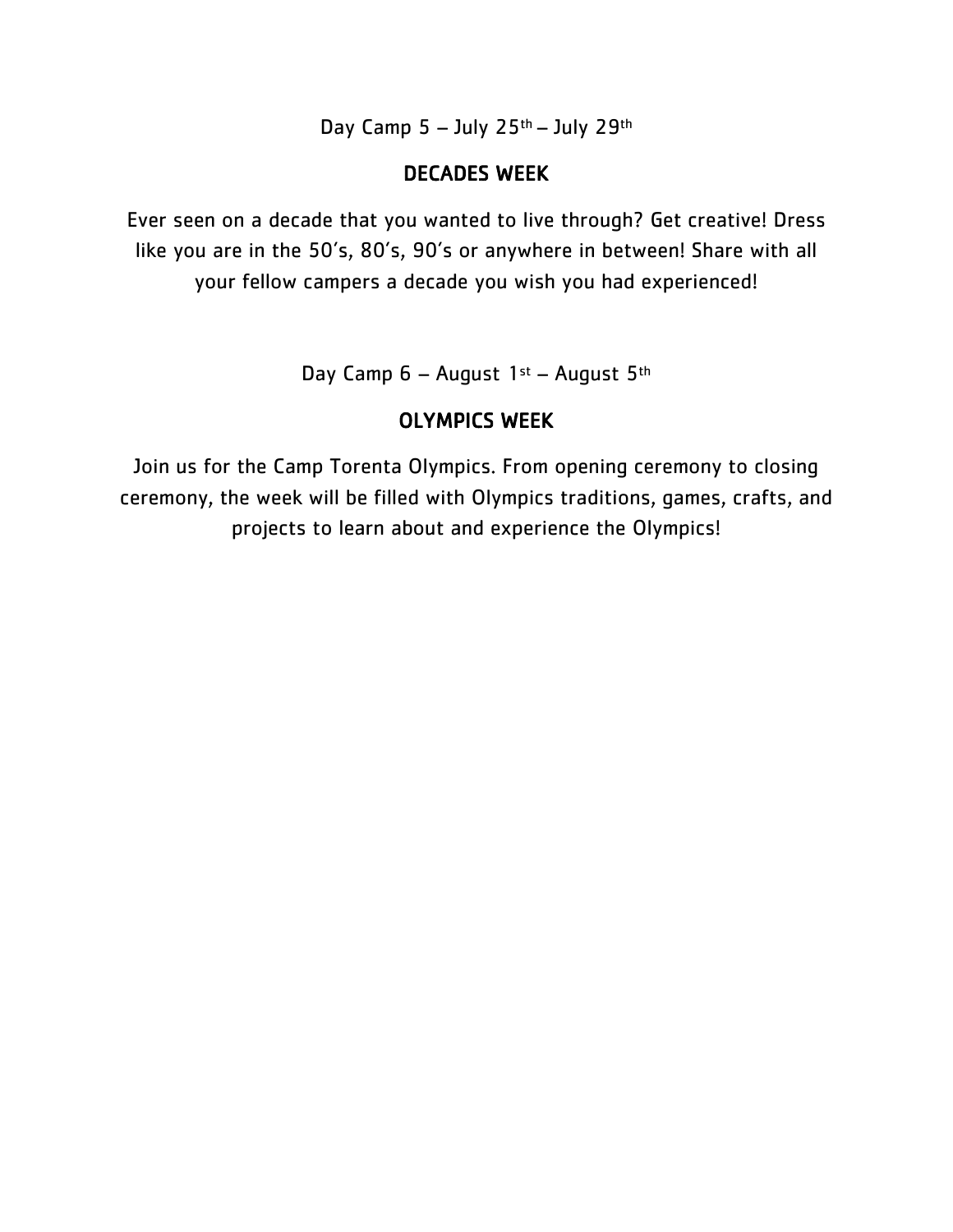Day Camp 5 – July 25th – July 29th

## DECADES WEEK

Ever seen on a decade that you wanted to live through? Get creative! Dress like you are in the 50's, 80's, 90's or anywhere in between! Share with all your fellow campers a decade you wish you had experienced!

Day Camp 6 – August 1st – August 5th

## OLYMPICS WEEK

Join us for the Camp Torenta Olympics. From opening ceremony to closing ceremony, the week will be filled with Olympics traditions, games, crafts, and projects to learn about and experience the Olympics!